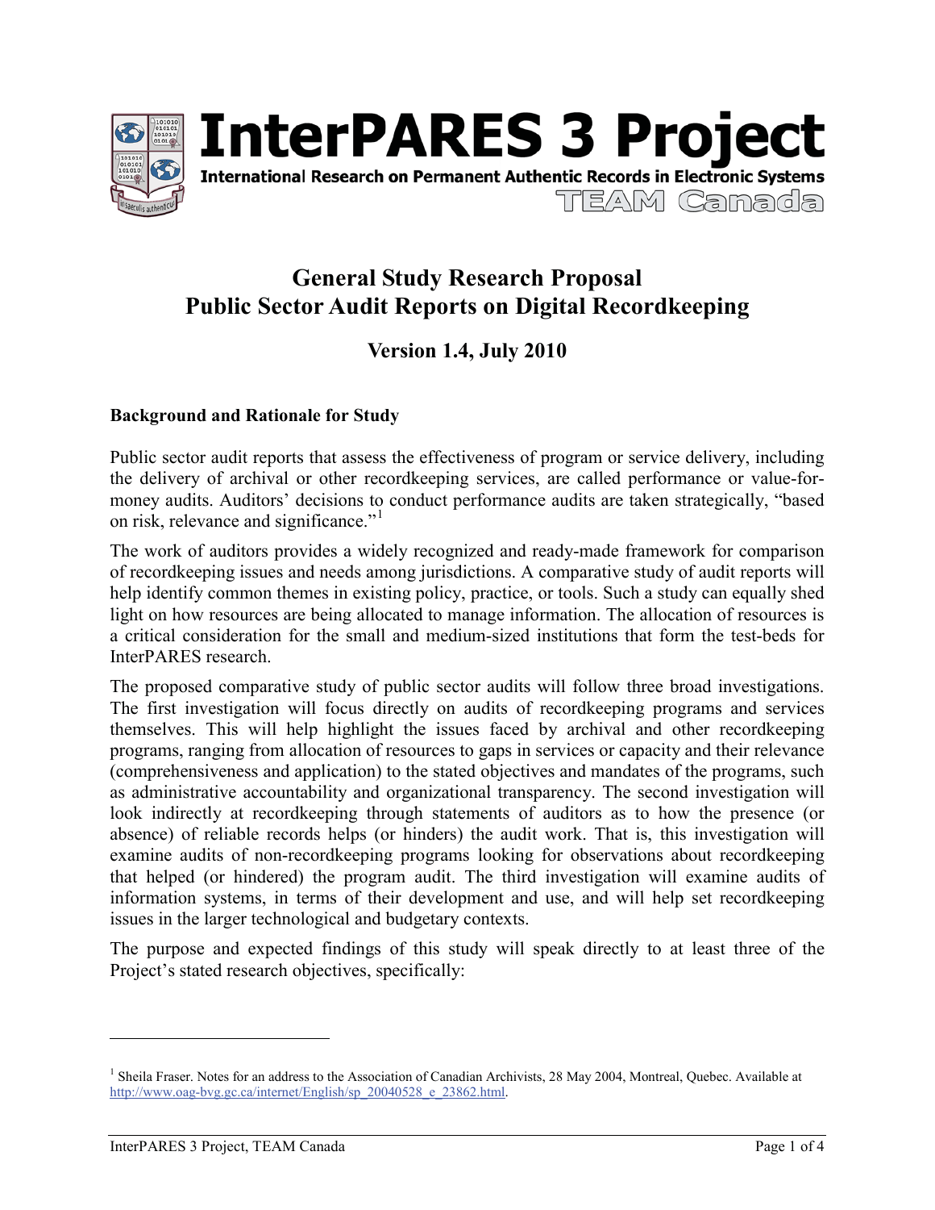# InterPARES 3 Project

**International Research on Permanent Authentic Records in Electronic Systems**

TEAM Canada

## General Study Research Proposal
## Public Sector Audit Reports on Digital Recordkeeping

### Version 1.4, July 2010

**Background and Rationale for Study**

Public sector audit reports that assess the effectiveness of program or service delivery, including the delivery of archival or other recordkeeping services, are called performance or value-for-money audits. Auditors' decisions to conduct performance audits are taken strategically, "based on risk, relevance and significance."[1]

The work of auditors provides a widely recognized and ready-made framework for comparison of recordkeeping issues and needs among jurisdictions. A comparative study of audit reports will help identify common themes in existing policy, practice, or tools. Such a study can equally shed light on how resources are being allocated to manage information. The allocation of resources is a critical consideration for the small and medium-sized institutions that form the test-beds for InterPARES research.

The proposed comparative study of public sector audits will follow three broad investigations. The first investigation will focus directly on audits of recordkeeping programs and services themselves. This will help highlight the issues faced by archival and other recordkeeping programs, ranging from allocation of resources to gaps in services or capacity and their relevance (comprehensiveness and application) to the stated objectives and mandates of the programs, such as administrative accountability and organizational transparency. The second investigation will look indirectly at recordkeeping through statements of auditors as to how the presence (or absence) of reliable records helps (or hinders) the audit work. That is, this investigation will examine audits of non-recordkeeping programs looking for observations about recordkeeping that helped (or hindered) the program audit. The third investigation will examine audits of information systems, in terms of their development and use, and will help set recordkeeping issues in the larger technological and budgetary contexts.

The purpose and expected findings of this study will speak directly to at least three of the Project's stated research objectives, specifically:

---

[1] Sheila Fraser. Notes for an address to the Association of Canadian Archivists, 28 May 2004, Montreal, Quebec. Available at http://www.oag-bvg.gc.ca/internet/English/sp_20040528_e_23862.html.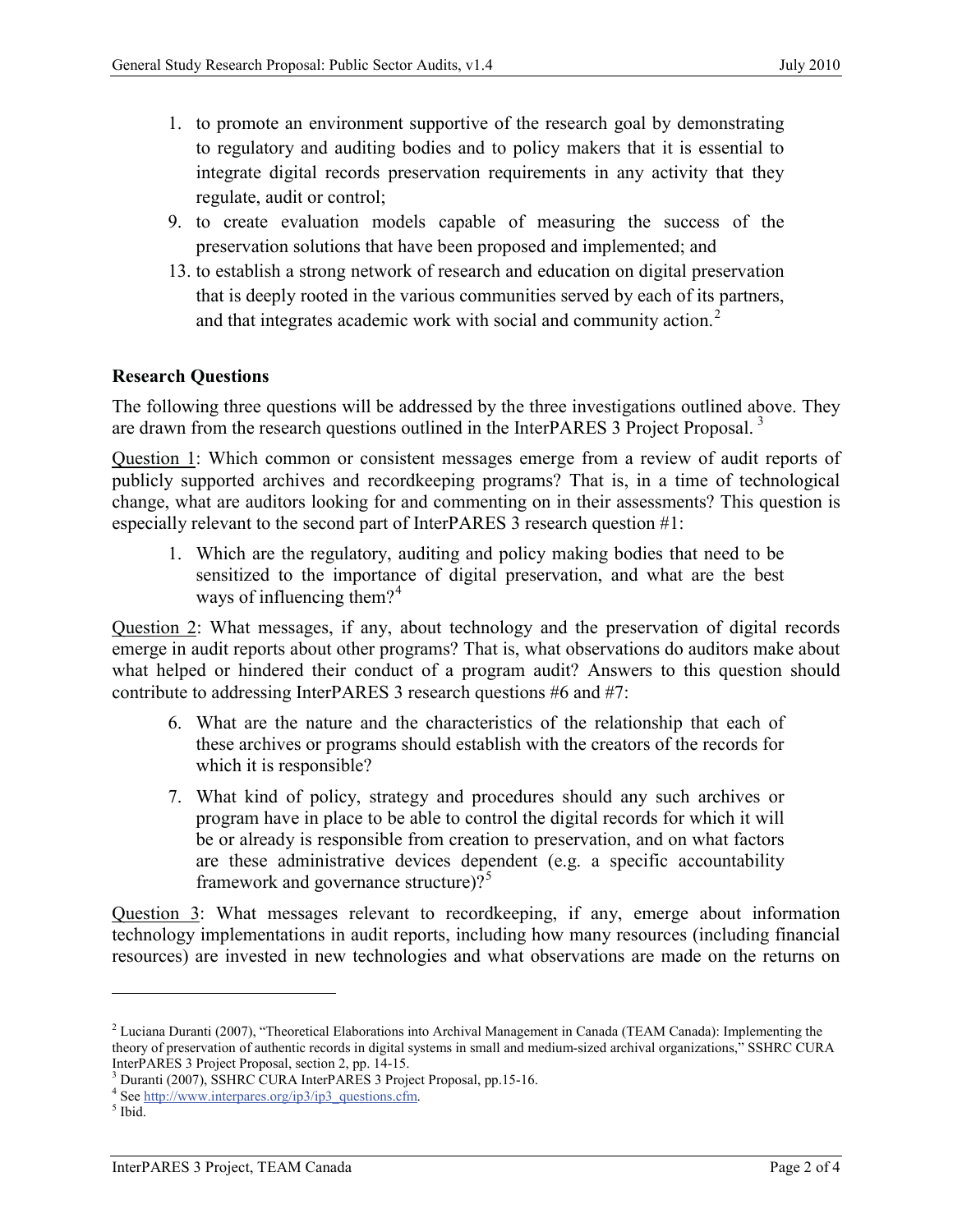1. to promote an environment supportive of the research goal by demonstrating to regulatory and auditing bodies and to policy makers that it is essential to integrate digital records preservation requirements in any activity that they regulate, audit or control;

9. to create evaluation models capable of measuring the success of the preservation solutions that have been proposed and implemented; and

13. to establish a strong network of research and education on digital preservation that is deeply rooted in the various communities served by each of its partners, and that integrates academic work with social and community action.[2]

**Research Questions**

The following three questions will be addressed by the three investigations outlined above. They are drawn from the research questions outlined in the InterPARES 3 Project Proposal.[3]

Question 1: Which common or consistent messages emerge from a review of audit reports of publicly supported archives and recordkeeping programs? That is, in a time of technological change, what are auditors looking for and commenting on in their assessments? This question is especially relevant to the second part of InterPARES 3 research question #1:

1. Which are the regulatory, auditing and policy making bodies that need to be sensitized to the importance of digital preservation, and what are the best ways of influencing them?[4]

Question 2: What messages, if any, about technology and the preservation of digital records emerge in audit reports about other programs? That is, what observations do auditors make about what helped or hindered their conduct of a program audit? Answers to this question should contribute to addressing InterPARES 3 research questions #6 and #7:

6. What are the nature and the characteristics of the relationship that each of these archives or programs should establish with the creators of the records for which it is responsible?

7. What kind of policy, strategy and procedures should any such archives or program have in place to be able to control the digital records for which it will be or already is responsible from creation to preservation, and on what factors are these administrative devices dependent (e.g. a specific accountability framework and governance structure)?[5]

Question 3: What messages relevant to recordkeeping, if any, emerge about information technology implementations in audit reports, including how many resources (including financial resources) are invested in new technologies and what observations are made on the returns on

---

[2] Luciana Duranti (2007), "Theoretical Elaborations into Archival Management in Canada (TEAM Canada): Implementing the theory of preservation of authentic records in digital systems in small and medium-sized archival organizations," SSHRC CURA InterPARES 3 Project Proposal, section 2, pp. 14-15.

[3] Duranti (2007), SSHRC CURA InterPARES 3 Project Proposal, pp.15-16.

[4] See http://www.interpares.org/ip3/ip3_questions.cfm.

[5] Ibid.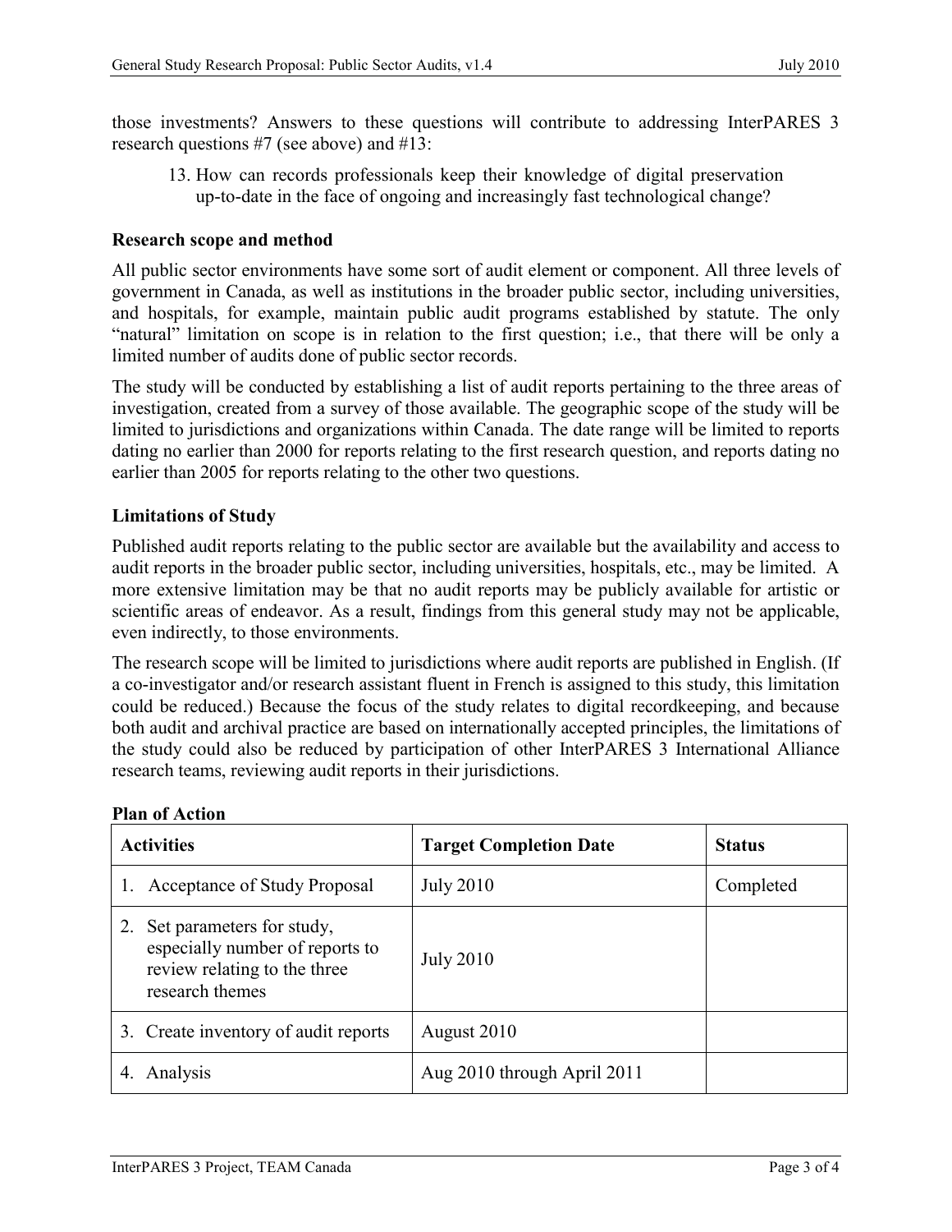those investments? Answers to these questions will contribute to addressing InterPARES 3 research questions #7 (see above) and #13:

> 13. How can records professionals keep their knowledge of digital preservation up-to-date in the face of ongoing and increasingly fast technological change?

**Research scope and method**

All public sector environments have some sort of audit element or component. All three levels of government in Canada, as well as institutions in the broader public sector, including universities, and hospitals, for example, maintain public audit programs established by statute. The only "natural" limitation on scope is in relation to the first question; i.e., that there will be only a limited number of audits done of public sector records.

The study will be conducted by establishing a list of audit reports pertaining to the three areas of investigation, created from a survey of those available. The geographic scope of the study will be limited to jurisdictions and organizations within Canada. The date range will be limited to reports dating no earlier than 2000 for reports relating to the first research question, and reports dating no earlier than 2005 for reports relating to the other two questions.

**Limitations of Study**

Published audit reports relating to the public sector are available but the availability and access to audit reports in the broader public sector, including universities, hospitals, etc., may be limited. A more extensive limitation may be that no audit reports may be publicly available for artistic or scientific areas of endeavor. As a result, findings from this general study may not be applicable, even indirectly, to those environments.

The research scope will be limited to jurisdictions where audit reports are published in English. (If a co-investigator and/or research assistant fluent in French is assigned to this study, this limitation could be reduced.) Because the focus of the study relates to digital recordkeeping, and because both audit and archival practice are based on internationally accepted principles, the limitations of the study could also be reduced by participation of other InterPARES 3 International Alliance research teams, reviewing audit reports in their jurisdictions.

**Plan of Action**

| Activities | Target Completion Date | Status |
|---|---|---|
| 1. Acceptance of Study Proposal | July 2010 | Completed |
| 2. Set parameters for study, especially number of reports to review relating to the three research themes | July 2010 | |
| 3. Create inventory of audit reports | August 2010 | |
| 4. Analysis | Aug 2010 through April 2011 | |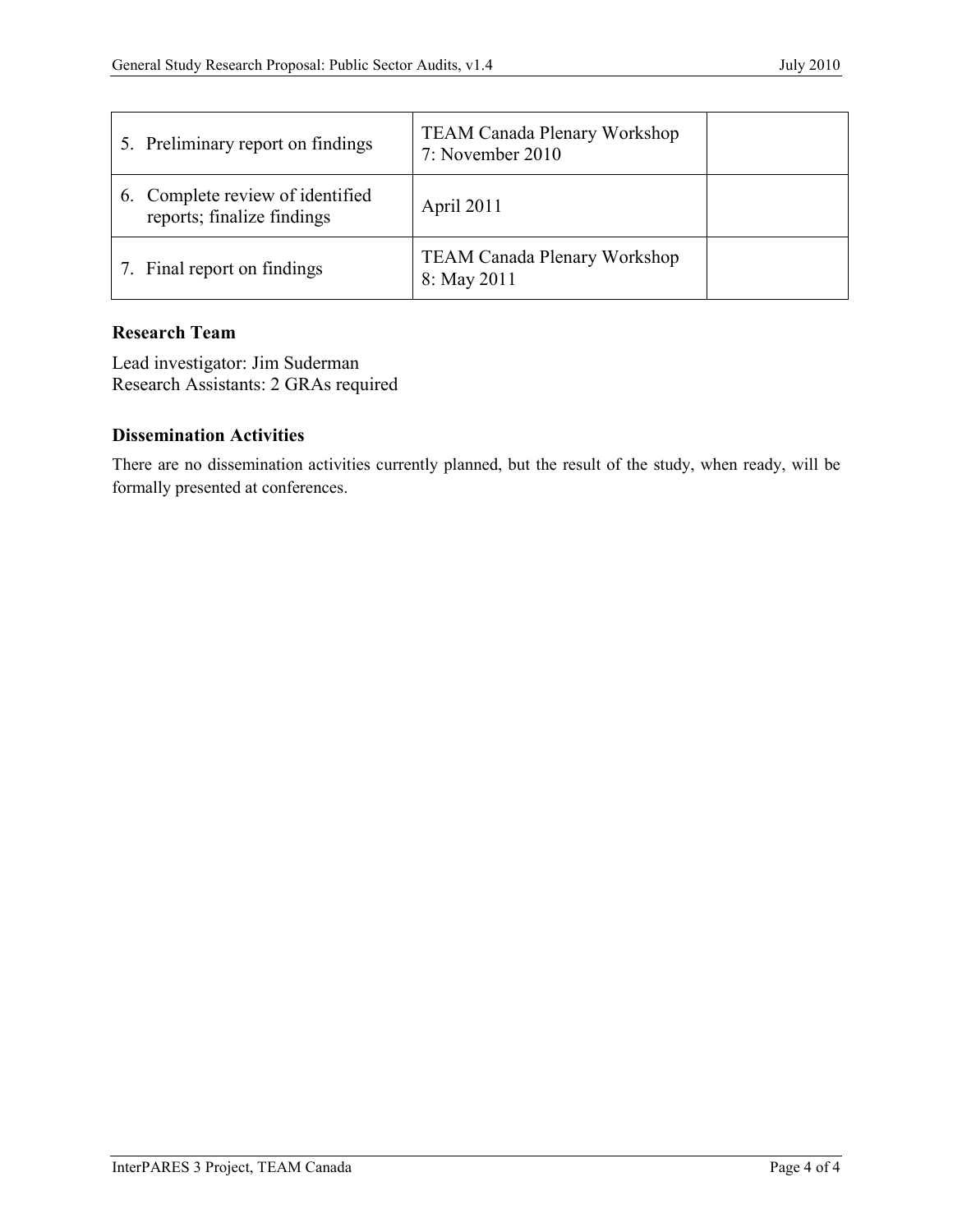| | | |
|---|---|---|
| 5. Preliminary report on findings | TEAM Canada Plenary Workshop 7: November 2010 | |
| 6. Complete review of identified reports; finalize findings | April 2011 | |
| 7. Final report on findings | TEAM Canada Plenary Workshop 8: May 2011 | |

**Research Team**

Lead investigator: Jim Suderman
Research Assistants: 2 GRAs required

**Dissemination Activities**

There are no dissemination activities currently planned, but the result of the study, when ready, will be formally presented at conferences.